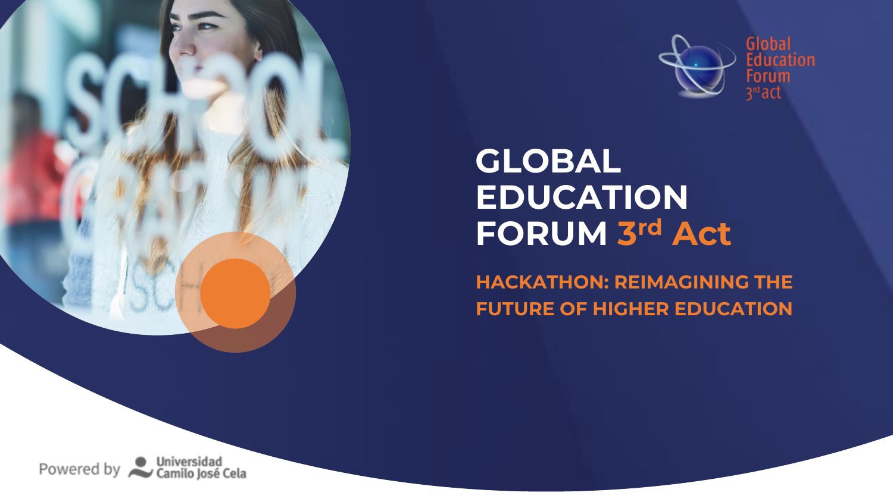Global Education Forum 3rd act

# GLOBAL EDUCATION FORUM 3rd Act

## HACKATHON: REIMAGINING THE FUTURE OF HIGHER EDUCATION

Powered by Universidad Camilo José Cela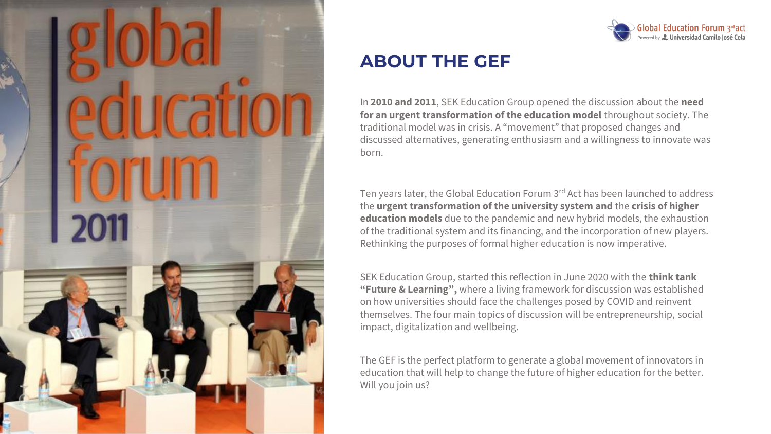# ABOUT THE GEF

In **2010 and 2011**, SEK Education Group opened the discussion about the **need for an urgent transformation of the education model** throughout society. The traditional model was in crisis. A "movement" that proposed changes and discussed alternatives, generating enthusiasm and a willingness to innovate was born.

Ten years later, the Global Education Forum 3rd Act has been launched to address the **urgent transformation of the university system and** the **crisis of higher education models** due to the pandemic and new hybrid models, the exhaustion of the traditional system and its financing, and the incorporation of new players. Rethinking the purposes of formal higher education is now imperative.

SEK Education Group, started this reflection in June 2020 with the **think tank "Future & Learning",** where a living framework for discussion was established on how universities should face the challenges posed by COVID and reinvent themselves. The four main topics of discussion will be entrepreneurship, social impact, digitalization and wellbeing.

The GEF is the perfect platform to generate a global movement of innovators in education that will help to change the future of higher education for the better. Will you join us?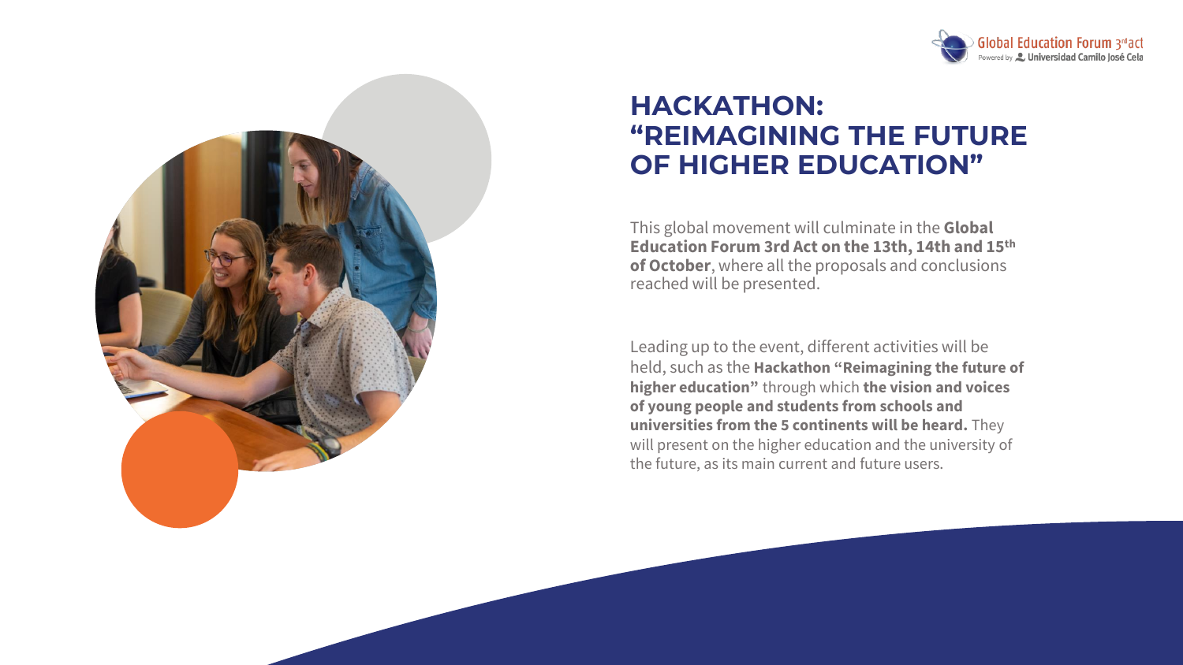# HACKATHON: "REIMAGINING THE FUTURE OF HIGHER EDUCATION"

This global movement will culminate in the **Global Education Forum 3rd Act on the 13th, 14th and 15th of October**, where all the proposals and conclusions reached will be presented.

Leading up to the event, different activities will be held, such as the **Hackathon "Reimagining the future of higher education"** through which **the vision and voices of young people and students from schools and universities from the 5 continents will be heard.** They will present on the higher education and the university of the future, as its main current and future users.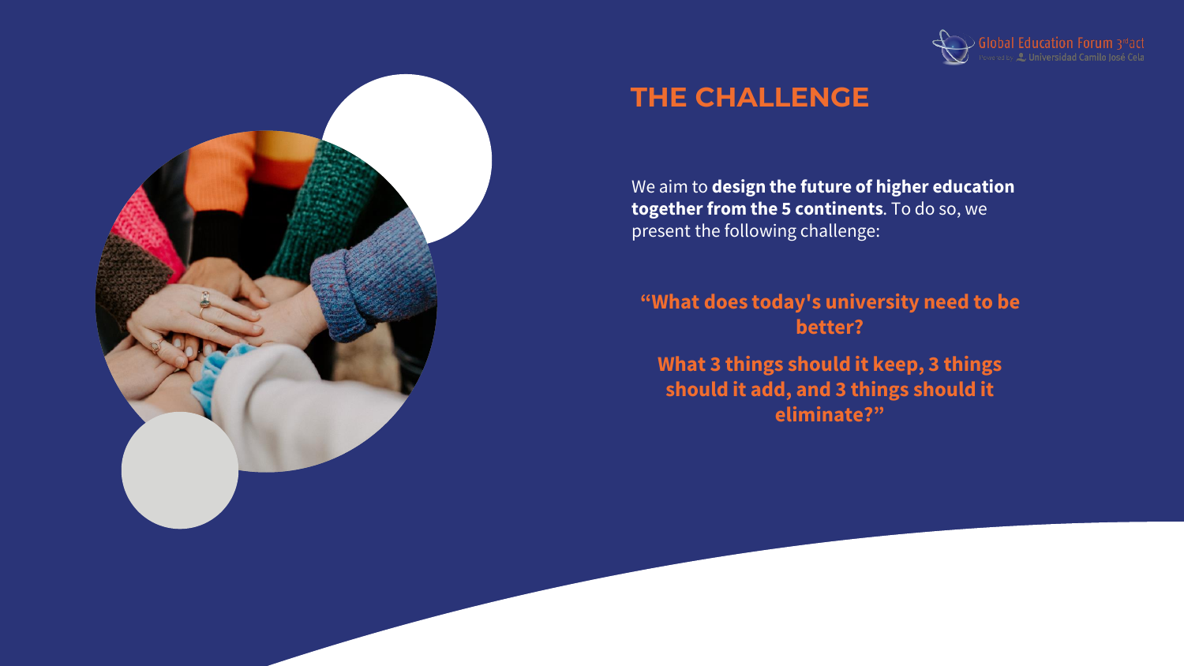# THE CHALLENGE

We aim to **design the future of higher education together from the 5 continents**. To do so, we present the following challenge:

**"What does today's university need to be better?**

**What 3 things should it keep, 3 things should it add, and 3 things should it eliminate?"**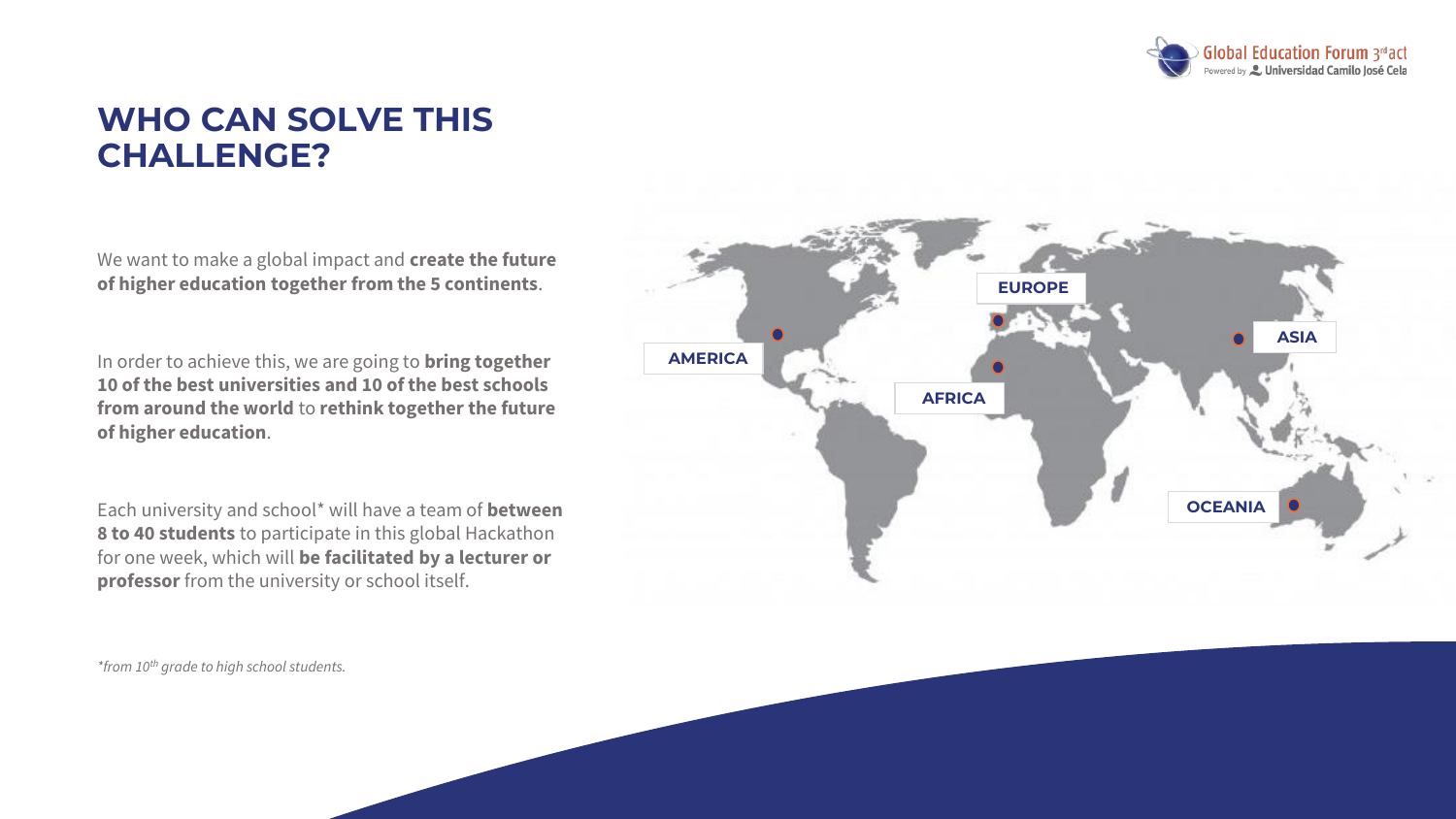# WHO CAN SOLVE THIS CHALLENGE?

We want to make a global impact and **create the future of higher education together from the 5 continents**.

In order to achieve this, we are going to **bring together 10 of the best universities and 10 of the best schools from around the world** to **rethink together the future of higher education**.

Each university and school* will have a team of **between 8 to 40 students** to participate in this global Hackathon for one week, which will **be facilitated by a lecturer or professor** from the university or school itself.

AMERICA

EUROPE

AFRICA

ASIA

OCEANIA

*\*from 10th grade to high school students.*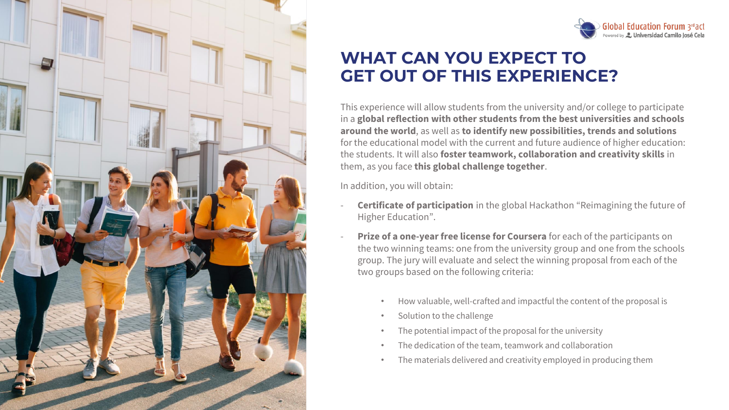# WHAT CAN YOU EXPECT TO GET OUT OF THIS EXPERIENCE?

This experience will allow students from the university and/or college to participate in a **global reflection with other students from the best universities and schools around the world**, as well as **to identify new possibilities, trends and solutions** for the educational model with the current and future audience of higher education: the students. It will also **foster teamwork, collaboration and creativity skills** in them, as you face **this global challenge together**.

In addition, you will obtain:

- **Certificate of participation** in the global Hackathon "Reimagining the future of Higher Education".
- **Prize of a one-year free license for Coursera** for each of the participants on the two winning teams: one from the university group and one from the schools group. The jury will evaluate and select the winning proposal from each of the two groups based on the following criteria:
    - How valuable, well-crafted and impactful the content of the proposal is
    - Solution to the challenge
    - The potential impact of the proposal for the university
    - The dedication of the team, teamwork and collaboration
    - The materials delivered and creativity employed in producing them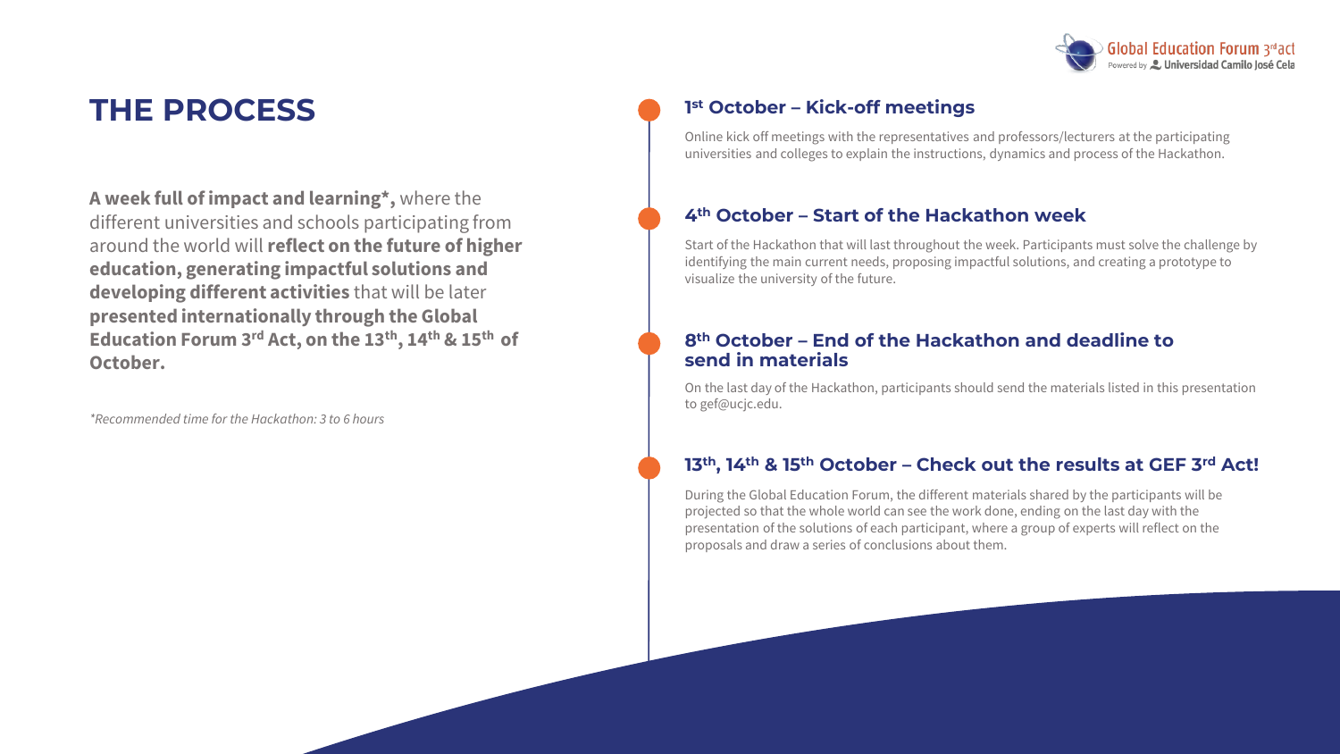# THE PROCESS

**A week full of impact and learning*,** where the different universities and schools participating from around the world will **reflect on the future of higher education, generating impactful solutions and developing different activities** that will be later **presented internationally through the Global Education Forum 3rd Act, on the 13th, 14th & 15th of October.**

*\*Recommended time for the Hackathon: 3 to 6 hours*

### 1st October – Kick-off meetings

Online kick off meetings with the representatives and professors/lecturers at the participating universities and colleges to explain the instructions, dynamics and process of the Hackathon.

### 4th October – Start of the Hackathon week

Start of the Hackathon that will last throughout the week. Participants must solve the challenge by identifying the main current needs, proposing impactful solutions, and creating a prototype to visualize the university of the future.

### 8th October – End of the Hackathon and deadline to send in materials

On the last day of the Hackathon, participants should send the materials listed in this presentation to gef@ucjc.edu.

### 13th, 14th & 15th October – Check out the results at GEF 3rd Act!

During the Global Education Forum, the different materials shared by the participants will be projected so that the whole world can see the work done, ending on the last day with the presentation of the solutions of each participant, where a group of experts will reflect on the proposals and draw a series of conclusions about them.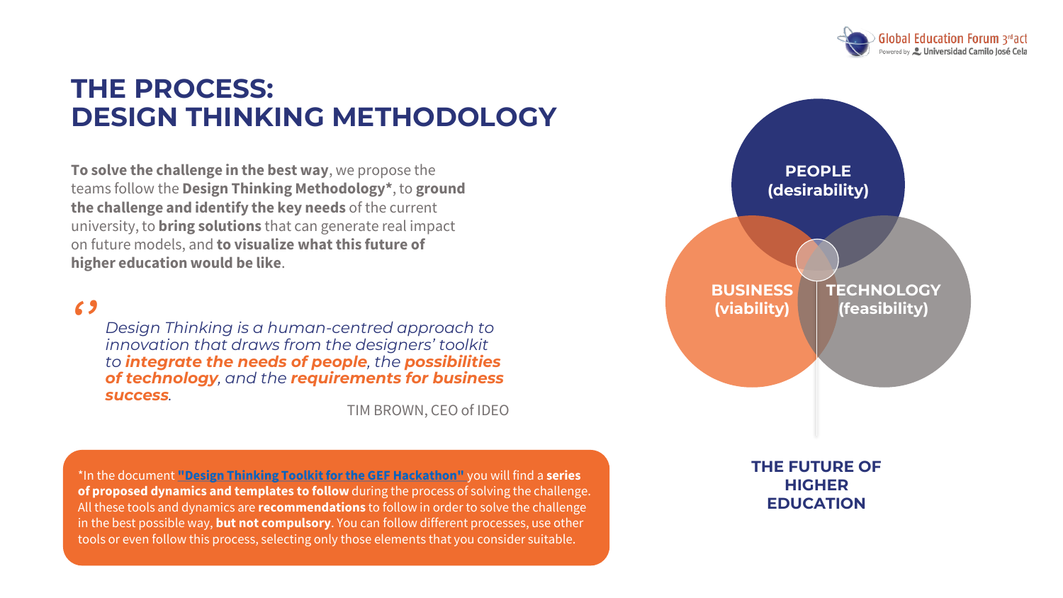# THE PROCESS: DESIGN THINKING METHODOLOGY

**To solve the challenge in the best way**, we propose the teams follow the **Design Thinking Methodology***, to **ground the challenge and identify the key needs** of the current university, to **bring solutions** that can generate real impact on future models, and **to visualize what this future of higher education would be like**.

> *Design Thinking is a human-centred approach to innovation that draws from the designers' toolkit to* ***integrate the needs of people****, the* ***possibilities of technology****, and the* ***requirements for business success****.*
>
> TIM BROWN, CEO of IDEO

*In the document **"Design Thinking Toolkit for the GEF Hackathon"** you will find a **series of proposed dynamics and templates to follow** during the process of solving the challenge. All these tools and dynamics are **recommendations** to follow in order to solve the challenge in the best possible way, **but not compulsory**. You can follow different processes, use other tools or even follow this process, selecting only those elements that you consider suitable.

**PEOPLE (desirability)**

**BUSINESS (viability)**

**TECHNOLOGY (feasibility)**

**THE FUTURE OF HIGHER EDUCATION**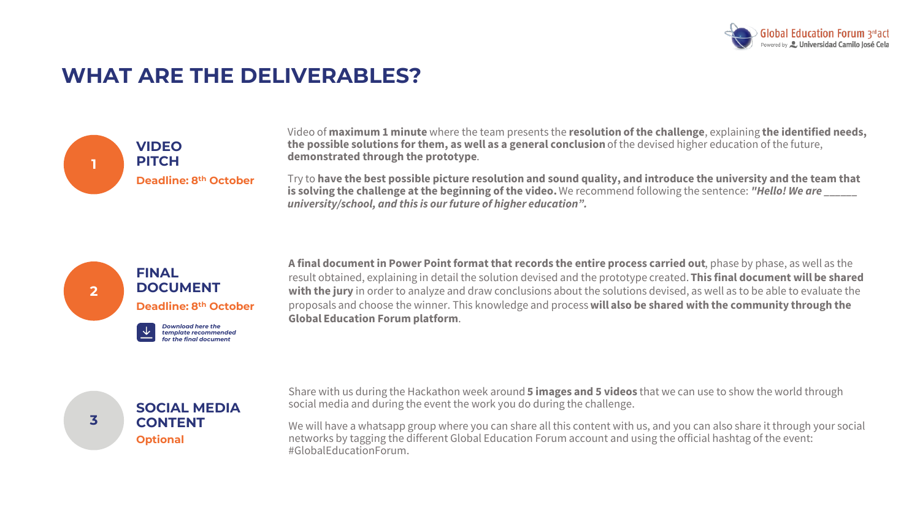# WHAT ARE THE DELIVERABLES?

## 1 VIDEO PITCH

**Deadline: 8th October**

Video of **maximum 1 minute** where the team presents the **resolution of the challenge**, explaining **the identified needs, the possible solutions for them, as well as a general conclusion** of the devised higher education of the future, **demonstrated through the prototype**.

Try to **have the best possible picture resolution and sound quality, and introduce the university and the team that is solving the challenge at the beginning of the video.** We recommend following the sentence: ***"Hello! We are ______ university/school, and this is our future of higher education".***

## 2 FINAL DOCUMENT

**Deadline: 8th October**

*Download here the template recommended for the final document*

**A final document in Power Point format that records the entire process carried out**, phase by phase, as well as the result obtained, explaining in detail the solution devised and the prototype created. **This final document will be shared with the jury** in order to analyze and draw conclusions about the solutions devised, as well as to be able to evaluate the proposals and choose the winner. This knowledge and process **will also be shared with the community through the Global Education Forum platform**.

## 3 SOCIAL MEDIA CONTENT

**Optional**

Share with us during the Hackathon week around **5 images and 5 videos** that we can use to show the world through social media and during the event the work you do during the challenge.

We will have a whatsapp group where you can share all this content with us, and you can also share it through your social networks by tagging the different Global Education Forum account and using the official hashtag of the event: #GlobalEducationForum.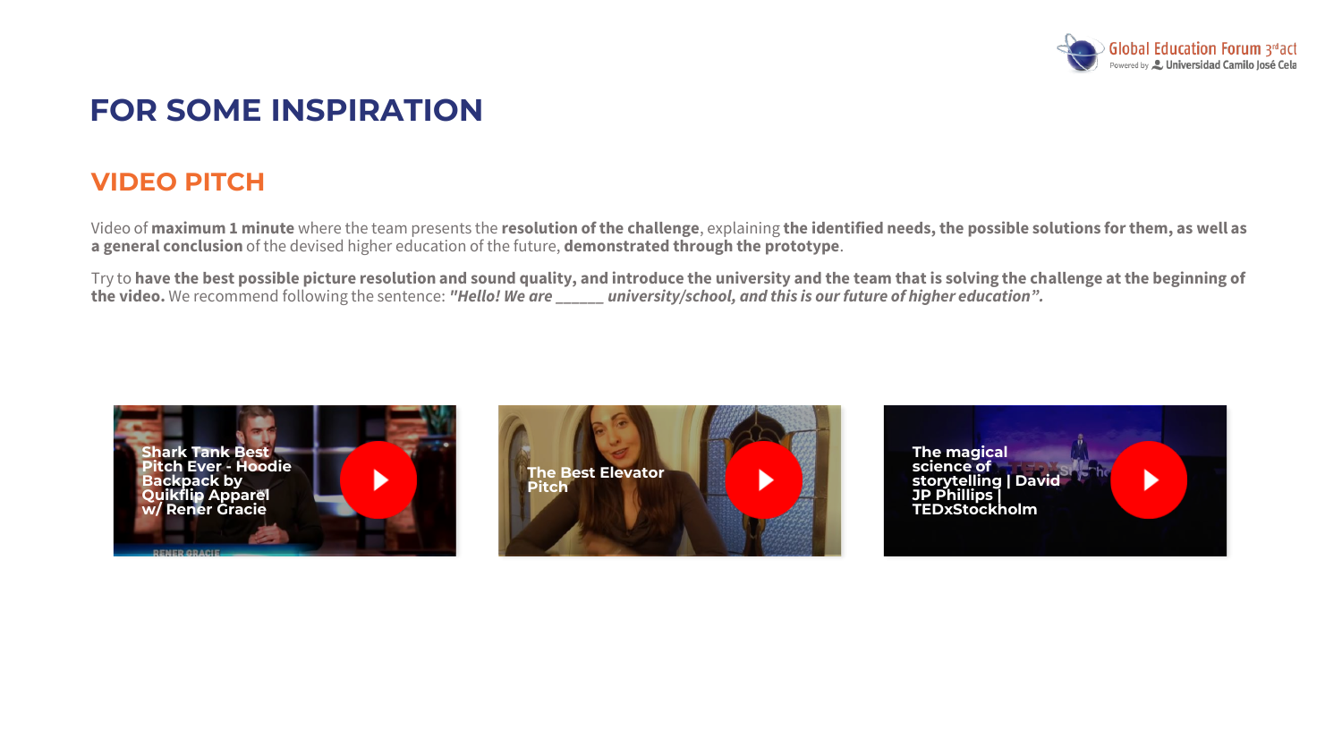# FOR SOME INSPIRATION

## VIDEO PITCH

Video of **maximum 1 minute** where the team presents the **resolution of the challenge**, explaining **the identified needs, the possible solutions for them, as well as a general conclusion** of the devised higher education of the future, **demonstrated through the prototype**.

Try to **have the best possible picture resolution and sound quality, and introduce the university and the team that is solving the challenge at the beginning of the video.** We recommend following the sentence: ***"Hello! We are ______ university/school, and this is our future of higher education".***

Shark Tank Best Pitch Ever - Hoodie Backpack by Quikflip Apparel w/ Rener Gracie

The Best Elevator Pitch

The magical science of storytelling | David JP Phillips | TEDxStockholm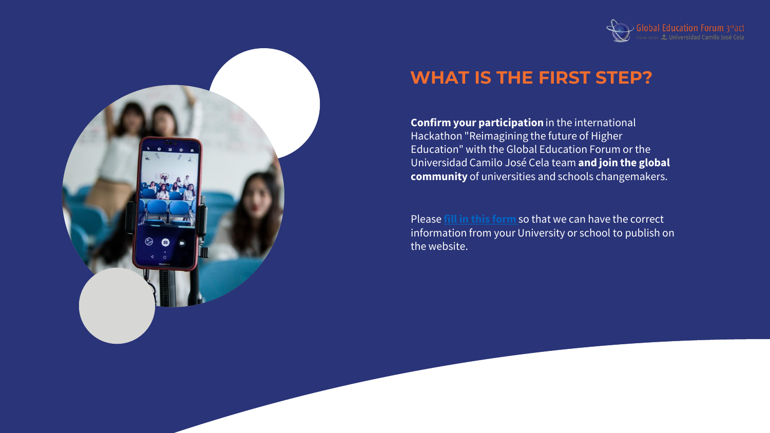# WHAT IS THE FIRST STEP?

**Confirm your participation** in the international Hackathon "Reimagining the future of Higher Education" with the Global Education Forum or the Universidad Camilo José Cela team **and join the global community** of universities and schools changemakers.

Please **fill in this form** so that we can have the correct information from your University or school to publish on the website.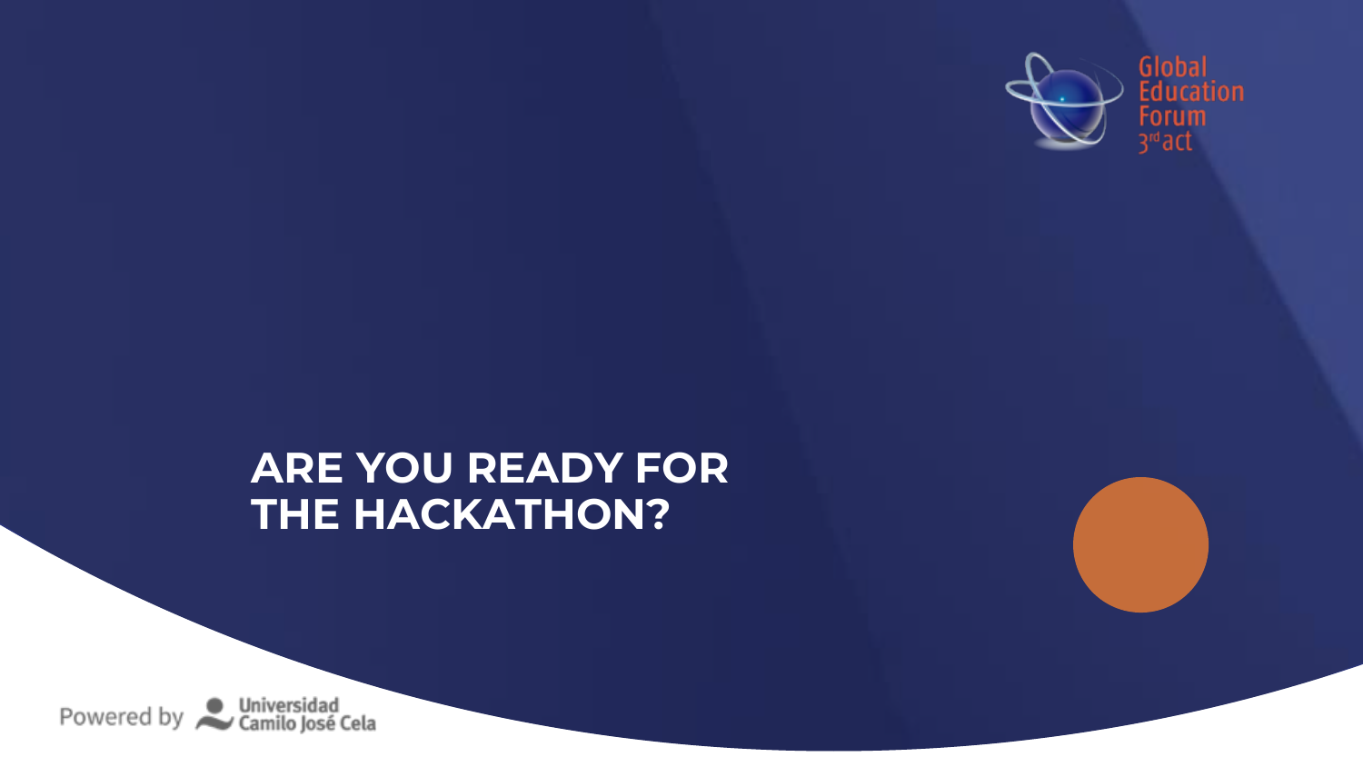Global Education Forum 3rd act

# ARE YOU READY FOR THE HACKATHON?

Powered by Universidad Camilo José Cela